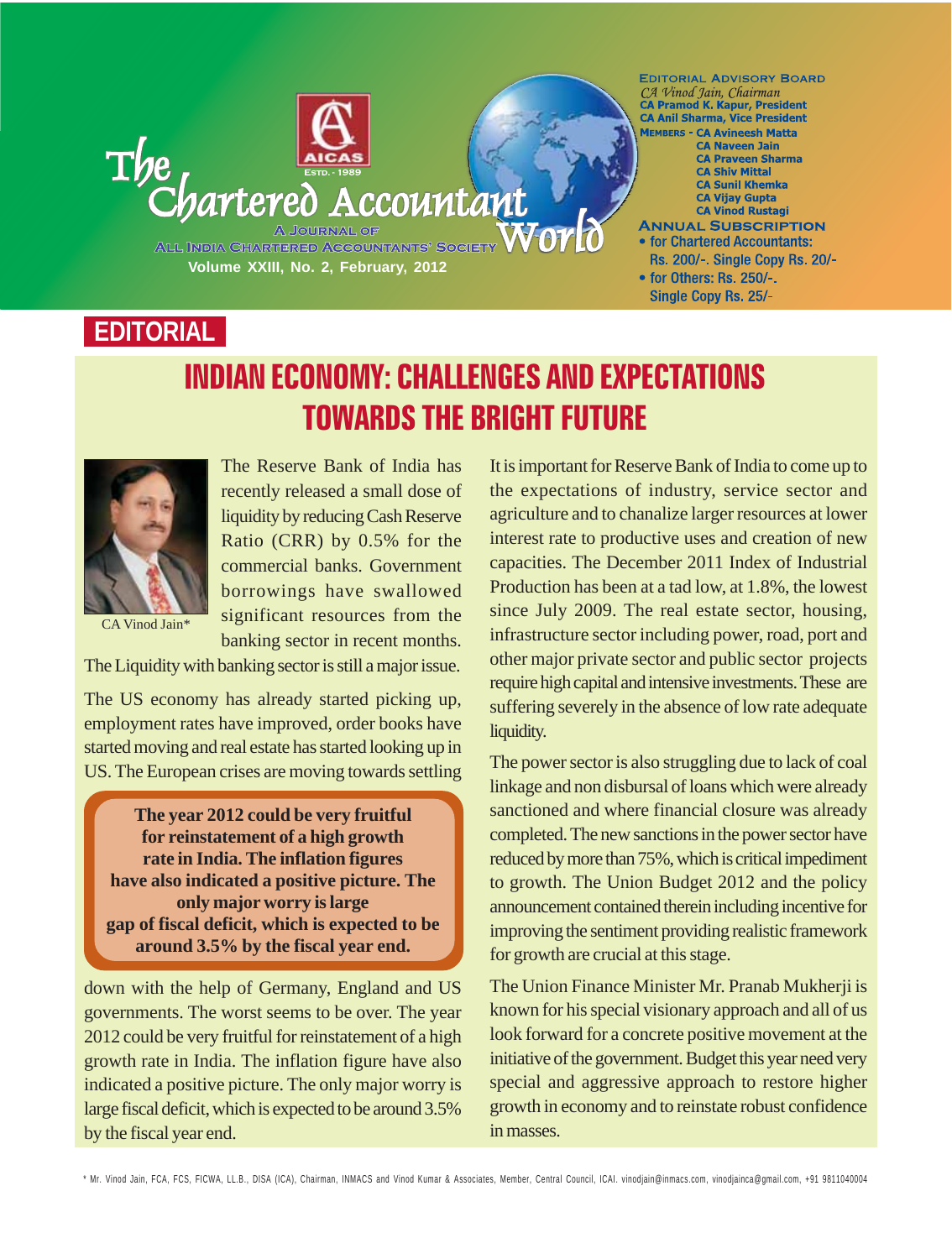# The Chartered Accountant World

A Journal of All India Chartered Accountants' Society

AICAS Estd. - 1989

Volume XXIII, No. 2, February, 2012

**Editorial Advisory Board**

*CA Vinod Jain, Chairman*
**CA Pramod K. Kapur, President**
**CA Anil Sharma, Vice President**
**Members - CA Avineesh Matta**
**CA Naveen Jain**
**CA Praveen Sharma**
**CA Shiv Mittal**
**CA Sunil Khemka**
**CA Vijay Gupta**
**CA Vinod Rustagi**

**Annual Subscription**

- for Chartered Accountants: Rs. 200/-. Single Copy Rs. 20/-
- for Others: Rs. 250/-. Single Copy Rs. 25/-

## EDITORIAL

# INDIAN ECONOMY: CHALLENGES AND EXPECTATIONS TOWARDS THE BRIGHT FUTURE

CA Vinod Jain*

The Reserve Bank of India has recently released a small dose of liquidity by reducing Cash Reserve Ratio (CRR) by 0.5% for the commercial banks. Government borrowings have swallowed significant resources from the banking sector in recent months. The Liquidity with banking sector is still a major issue.

The US economy has already started picking up, employment rates have improved, order books have started moving and real estate has started looking up in US. The European crises are moving towards settling down with the help of Germany, England and US governments. The worst seems to be over. The year 2012 could be very fruitful for reinstatement of a high growth rate in India. The inflation figure have also indicated a positive picture. The only major worry is large fiscal deficit, which is expected to be around 3.5% by the fiscal year end.

> **The year 2012 could be very fruitful for reinstatement of a high growth rate in India. The inflation figures have also indicated a positive picture. The only major worry is large gap of fiscal deficit, which is expected to be around 3.5% by the fiscal year end.**

It is important for Reserve Bank of India to come up to the expectations of industry, service sector and agriculture and to chanalize larger resources at lower interest rate to productive uses and creation of new capacities. The December 2011 Index of Industrial Production has been at a tad low, at 1.8%, the lowest since July 2009. The real estate sector, housing, infrastructure sector including power, road, port and other major private sector and public sector projects require high capital and intensive investments. These are suffering severely in the absence of low rate adequate liquidity.

The power sector is also struggling due to lack of coal linkage and non disbursal of loans which were already sanctioned and where financial closure was already completed. The new sanctions in the power sector have reduced by more than 75%, which is critical impediment to growth. The Union Budget 2012 and the policy announcement contained therein including incentive for improving the sentiment providing realistic framework for growth are crucial at this stage.

The Union Finance Minister Mr. Pranab Mukherji is known for his special visionary approach and all of us look forward for a concrete positive movement at the initiative of the government. Budget this year need very special and aggressive approach to restore higher growth in economy and to reinstate robust confidence in masses.

\* Mr. Vinod Jain, FCA, FCS, FICWA, LL.B., DISA (ICA), Chairman, INMACS and Vinod Kumar & Associates, Member, Central Council, ICAI. vinodjain@inmacs.com, vinodjainca@gmail.com, +91 9811040004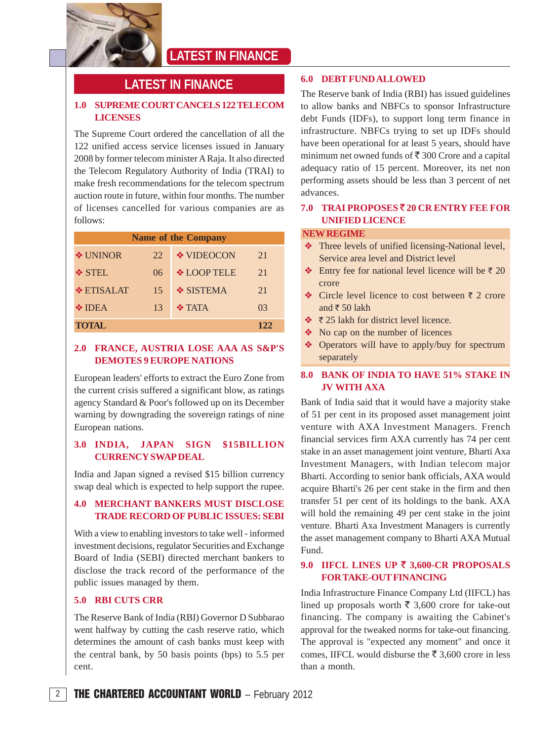# LATEST IN FINANCE

## 1.0 SUPREME COURT CANCELS 122 TELECOM LICENSES

The Supreme Court ordered the cancellation of all the 122 unified access service licenses issued in January 2008 by former telecom minister A Raja. It also directed the Telecom Regulatory Authority of India (TRAI) to make fresh recommendations for the telecom spectrum auction route in future, within four months. The number of licenses cancelled for various companies are as follows:

| Name of the Company | | | |
|---|---|---|---|
| ❖ UNINOR | 22 | ❖ VIDEOCON | 21 |
| ❖ STEL | 06 | ❖ LOOP TELE | 21 |
| ❖ ETISALAT | 15 | ❖ SISTEMA | 21 |
| ❖ IDEA | 13 | ❖ TATA | 03 |
| **TOTAL** | | | **122** |

## 2.0 FRANCE, AUSTRIA LOSE AAA AS S&P'S DEMOTES 9 EUROPE NATIONS

European leaders' efforts to extract the Euro Zone from the current crisis suffered a significant blow, as ratings agency Standard & Poor's followed up on its December warning by downgrading the sovereign ratings of nine European nations.

## 3.0 INDIA, JAPAN SIGN $15BILLION CURRENCY SWAP DEAL

India and Japan signed a revised $15 billion currency swap deal which is expected to help support the rupee.

## 4.0 MERCHANT BANKERS MUST DISCLOSE TRADE RECORD OF PUBLIC ISSUES: SEBI

With a view to enabling investors to take well - informed investment decisions, regulator Securities and Exchange Board of India (SEBI) directed merchant bankers to disclose the track record of the performance of the public issues managed by them.

## 5.0 RBI CUTS CRR

The Reserve Bank of India (RBI) Governor D Subbarao went halfway by cutting the cash reserve ratio, which determines the amount of cash banks must keep with the central bank, by 50 basis points (bps) to 5.5 per cent.

## 6.0 DEBT FUND ALLOWED

The Reserve bank of India (RBI) has issued guidelines to allow banks and NBFCs to sponsor Infrastructure debt Funds (IDFs), to support long term finance in infrastructure. NBFCs trying to set up IDFs should have been operational for at least 5 years, should have minimum net owned funds of ₹ 300 Crore and a capital adequacy ratio of 15 percent. Moreover, its net non performing assets should be less than 3 percent of net advances.

## 7.0 TRAI PROPOSES ₹ 20 CR ENTRY FEE FOR UNIFIED LICENCE

**NEW REGIME**

- ❖ Three levels of unified licensing-National level, Service area level and District level
- ❖ Entry fee for national level licence will be ₹ 20 crore
- ❖ Circle level licence to cost between ₹ 2 crore and ₹ 50 lakh
- ❖ ₹ 25 lakh for district level licence.
- ❖ No cap on the number of licences
- ❖ Operators will have to apply/buy for spectrum separately

## 8.0 BANK OF INDIA TO HAVE 51% STAKE IN JV WITH AXA

Bank of India said that it would have a majority stake of 51 per cent in its proposed asset management joint venture with AXA Investment Managers. French financial services firm AXA currently has 74 per cent stake in an asset management joint venture, Bharti Axa Investment Managers, with Indian telecom major Bharti. According to senior bank officials, AXA would acquire Bharti's 26 per cent stake in the firm and then transfer 51 per cent of its holdings to the bank. AXA will hold the remaining 49 per cent stake in the joint venture. Bharti Axa Investment Managers is currently the asset management company to Bharti AXA Mutual Fund.

## 9.0 IIFCL LINES UP ₹ 3,600-CR PROPOSALS FOR TAKE-OUT FINANCING

India Infrastructure Finance Company Ltd (IIFCL) has lined up proposals worth ₹ 3,600 crore for take-out financing. The company is awaiting the Cabinet's approval for the tweaked norms for take-out financing. The approval is "expected any moment" and once it comes, IIFCL would disburse the ₹ 3,600 crore in less than a month.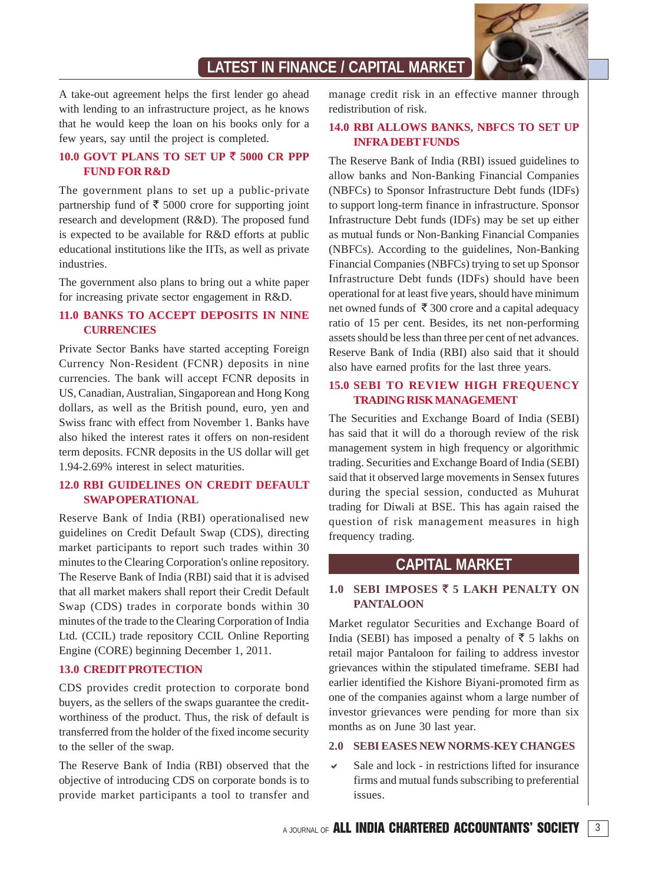# LATEST IN FINANCE / CAPITAL MARKET

A take-out agreement helps the first lender go ahead with lending to an infrastructure project, as he knows that he would keep the loan on his books only for a few years, say until the project is completed.

### 10.0 GOVT PLANS TO SET UP ₹ 5000 CR PPP FUND FOR R&D

The government plans to set up a public-private partnership fund of ₹ 5000 crore for supporting joint research and development (R&D). The proposed fund is expected to be available for R&D efforts at public educational institutions like the IITs, as well as private industries.

The government also plans to bring out a white paper for increasing private sector engagement in R&D.

### 11.0 BANKS TO ACCEPT DEPOSITS IN NINE CURRENCIES

Private Sector Banks have started accepting Foreign Currency Non-Resident (FCNR) deposits in nine currencies. The bank will accept FCNR deposits in US, Canadian, Australian, Singaporean and Hong Kong dollars, as well as the British pound, euro, yen and Swiss franc with effect from November 1. Banks have also hiked the interest rates it offers on non-resident term deposits. FCNR deposits in the US dollar will get 1.94-2.69% interest in select maturities.

### 12.0 RBI GUIDELINES ON CREDIT DEFAULT SWAP OPERATIONAL

Reserve Bank of India (RBI) operationalised new guidelines on Credit Default Swap (CDS), directing market participants to report such trades within 30 minutes to the Clearing Corporation's online repository. The Reserve Bank of India (RBI) said that it is advised that all market makers shall report their Credit Default Swap (CDS) trades in corporate bonds within 30 minutes of the trade to the Clearing Corporation of India Ltd. (CCIL) trade repository CCIL Online Reporting Engine (CORE) beginning December 1, 2011.

### 13.0 CREDIT PROTECTION

CDS provides credit protection to corporate bond buyers, as the sellers of the swaps guarantee the credit-worthiness of the product. Thus, the risk of default is transferred from the holder of the fixed income security to the seller of the swap.

The Reserve Bank of India (RBI) observed that the objective of introducing CDS on corporate bonds is to provide market participants a tool to transfer and manage credit risk in an effective manner through redistribution of risk.

### 14.0 RBI ALLOWS BANKS, NBFCS TO SET UP INFRA DEBT FUNDS

The Reserve Bank of India (RBI) issued guidelines to allow banks and Non-Banking Financial Companies (NBFCs) to Sponsor Infrastructure Debt funds (IDFs) to support long-term finance in infrastructure. Sponsor Infrastructure Debt funds (IDFs) may be set up either as mutual funds or Non-Banking Financial Companies (NBFCs). According to the guidelines, Non-Banking Financial Companies (NBFCs) trying to set up Sponsor Infrastructure Debt funds (IDFs) should have been operational for at least five years, should have minimum net owned funds of ₹ 300 crore and a capital adequacy ratio of 15 per cent. Besides, its net non-performing assets should be less than three per cent of net advances. Reserve Bank of India (RBI) also said that it should also have earned profits for the last three years.

### 15.0 SEBI TO REVIEW HIGH FREQUENCY TRADING RISK MANAGEMENT

The Securities and Exchange Board of India (SEBI) has said that it will do a thorough review of the risk management system in high frequency or algorithmic trading. Securities and Exchange Board of India (SEBI) said that it observed large movements in Sensex futures during the special session, conducted as Muhurat trading for Diwali at BSE. This has again raised the question of risk management measures in high frequency trading.

## CAPITAL MARKET

### 1.0 SEBI IMPOSES ₹ 5 LAKH PENALTY ON PANTALOON

Market regulator Securities and Exchange Board of India (SEBI) has imposed a penalty of ₹ 5 lakhs on retail major Pantaloon for failing to address investor grievances within the stipulated timeframe. SEBI had earlier identified the Kishore Biyani-promoted firm as one of the companies against whom a large number of investor grievances were pending for more than six months as on June 30 last year.

### 2.0 SEBI EASES NEW NORMS-KEY CHANGES

- ✔ Sale and lock - in restrictions lifted for insurance firms and mutual funds subscribing to preferential issues.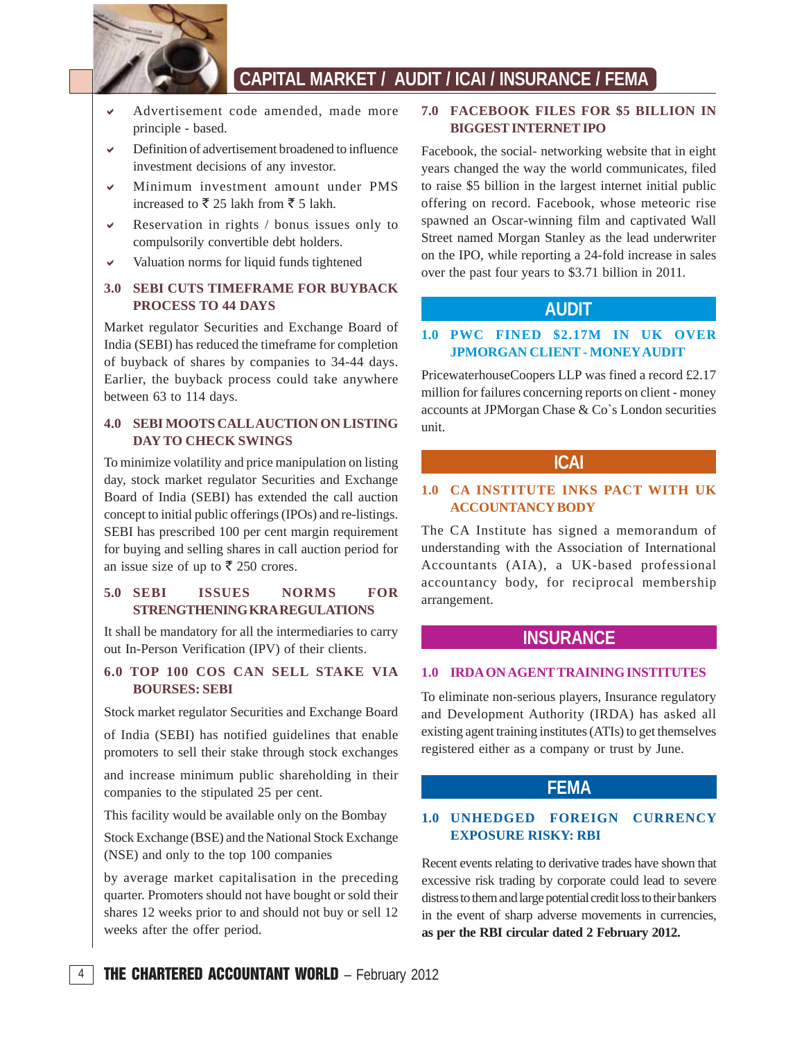# CAPITAL MARKET / AUDIT / ICAI / INSURANCE / FEMA

- Advertisement code amended, made more principle - based.
- Definition of advertisement broadened to influence investment decisions of any investor.
- Minimum investment amount under PMS increased to ₹ 25 lakh from ₹ 5 lakh.
- Reservation in rights / bonus issues only to compulsorily convertible debt holders.
- Valuation norms for liquid funds tightened

### 3.0 SEBI CUTS TIMEFRAME FOR BUYBACK PROCESS TO 44 DAYS

Market regulator Securities and Exchange Board of India (SEBI) has reduced the timeframe for completion of buyback of shares by companies to 34-44 days. Earlier, the buyback process could take anywhere between 63 to 114 days.

### 4.0 SEBI MOOTS CALL AUCTION ON LISTING DAY TO CHECK SWINGS

To minimize volatility and price manipulation on listing day, stock market regulator Securities and Exchange Board of India (SEBI) has extended the call auction concept to initial public offerings (IPOs) and re-listings. SEBI has prescribed 100 per cent margin requirement for buying and selling shares in call auction period for an issue size of up to ₹ 250 crores.

### 5.0 SEBI ISSUES NORMS FOR STRENGTHENING KRA REGULATIONS

It shall be mandatory for all the intermediaries to carry out In-Person Verification (IPV) of their clients.

### 6.0 TOP 100 COS CAN SELL STAKE VIA BOURSES: SEBI

Stock market regulator Securities and Exchange Board of India (SEBI) has notified guidelines that enable promoters to sell their stake through stock exchanges and increase minimum public shareholding in their companies to the stipulated 25 per cent.

This facility would be available only on the Bombay Stock Exchange (BSE) and the National Stock Exchange (NSE) and only to the top 100 companies by average market capitalisation in the preceding quarter. Promoters should not have bought or sold their shares 12 weeks prior to and should not buy or sell 12 weeks after the offer period.

### 7.0 FACEBOOK FILES FOR $5 BILLION IN BIGGEST INTERNET IPO

Facebook, the social- networking website that in eight years changed the way the world communicates, filed to raise $5 billion in the largest internet initial public offering on record. Facebook, whose meteoric rise spawned an Oscar-winning film and captivated Wall Street named Morgan Stanley as the lead underwriter on the IPO, while reporting a 24-fold increase in sales over the past four years to $3.71 billion in 2011.

## AUDIT

### 1.0 PWC FINED $2.17M IN UK OVER JPMORGAN CLIENT - MONEY AUDIT

PricewaterhouseCoopers LLP was fined a record £2.17 million for failures concerning reports on client - money accounts at JPMorgan Chase & Co`s London securities unit.

## ICAI

### 1.0 CA INSTITUTE INKS PACT WITH UK ACCOUNTANCY BODY

The CA Institute has signed a memorandum of understanding with the Association of International Accountants (AIA), a UK-based professional accountancy body, for reciprocal membership arrangement.

## INSURANCE

### 1.0 IRDA ON AGENT TRAINING INSTITUTES

To eliminate non-serious players, Insurance regulatory and Development Authority (IRDA) has asked all existing agent training institutes (ATIs) to get themselves registered either as a company or trust by June.

## FEMA

### 1.0 UNHEDGED FOREIGN CURRENCY EXPOSURE RISKY: RBI

Recent events relating to derivative trades have shown that excessive risk trading by corporate could lead to severe distress to them and large potential credit loss to their bankers in the event of sharp adverse movements in currencies, **as per the RBI circular dated 2 February 2012.**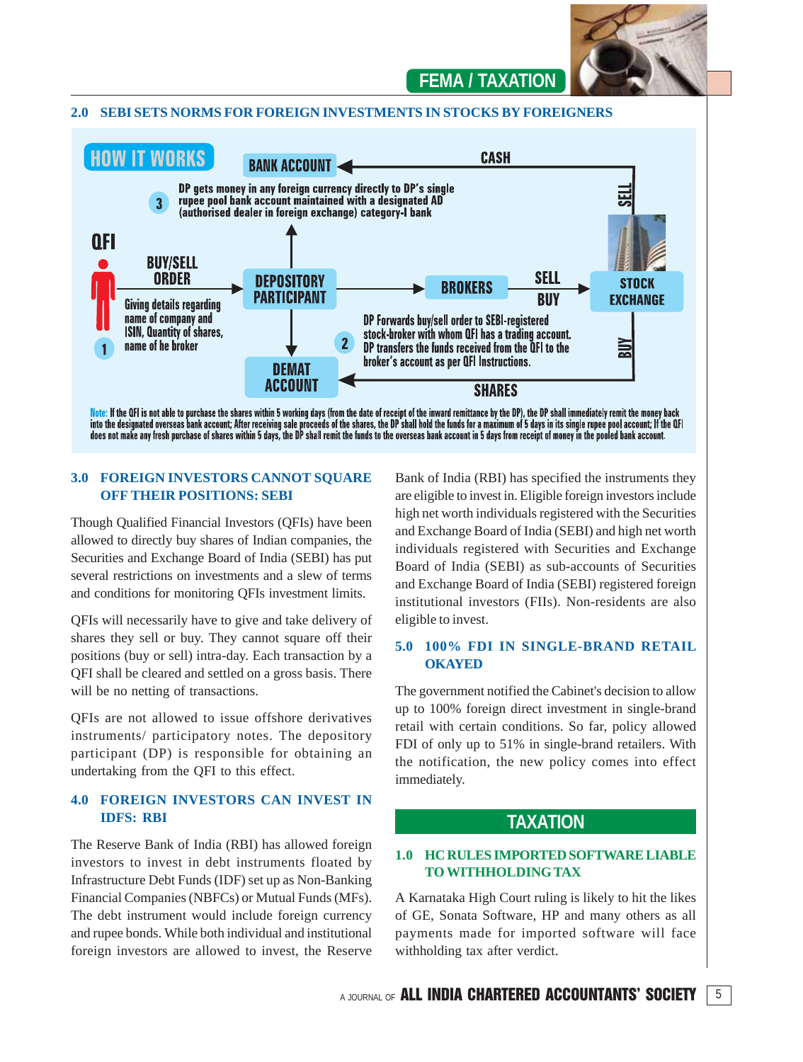## 2.0 SEBI SETS NORMS FOR FOREIGN INVESTMENTS IN STOCKS BY FOREIGNERS

**HOW IT WORKS**

QFI

1. BUY/SELL ORDER — Giving details regarding name of company and ISIN, Quantity of shares, name of he broker

DEPOSITORY PARTICIPANT → BROKERS → SELL / BUY → STOCK EXCHANGE

2. DP Forwards buy/sell order to SEBI-registered stock-broker with whom QFI has a trading account. DP transfers the funds received from the QFI to the broker's account as per QFI Instructions.

3. DP gets money in any foreign currency directly to DP's single rupee pool bank account maintained with a designated AD (authorised dealer in foreign exchange) category-I bank

STOCK EXCHANGE — SELL → CASH → BANK ACCOUNT

STOCK EXCHANGE — BUY → SHARES → DEMAT ACCOUNT

Note: If the QFI is not able to purchase the shares within 5 working days (from the date of receipt of the inward remittance by the DP), the DP shall immediately remit the money back into the designated overseas bank account; After receiving sale proceeds of the shares, the DP shall hold the funds for a maximum of 5 days in its single rupee pool account; If the QFI does not make any fresh purchase of shares within 5 days, the DP shall remit the funds to the overseas bank account in 5 days from receipt of money in the pooled bank account.

## 3.0 FOREIGN INVESTORS CANNOT SQUARE OFF THEIR POSITIONS: SEBI

Though Qualified Financial Investors (QFIs) have been allowed to directly buy shares of Indian companies, the Securities and Exchange Board of India (SEBI) has put several restrictions on investments and a slew of terms and conditions for monitoring QFIs investment limits.

QFIs will necessarily have to give and take delivery of shares they sell or buy. They cannot square off their positions (buy or sell) intra-day. Each transaction by a QFI shall be cleared and settled on a gross basis. There will be no netting of transactions.

QFIs are not allowed to issue offshore derivatives instruments/ participatory notes. The depository participant (DP) is responsible for obtaining an undertaking from the QFI to this effect.

## 4.0 FOREIGN INVESTORS CAN INVEST IN IDFS: RBI

The Reserve Bank of India (RBI) has allowed foreign investors to invest in debt instruments floated by Infrastructure Debt Funds (IDF) set up as Non-Banking Financial Companies (NBFCs) or Mutual Funds (MFs). The debt instrument would include foreign currency and rupee bonds. While both individual and institutional foreign investors are allowed to invest, the Reserve Bank of India (RBI) has specified the instruments they are eligible to invest in. Eligible foreign investors include high net worth individuals registered with the Securities and Exchange Board of India (SEBI) and high net worth individuals registered with Securities and Exchange Board of India (SEBI) as sub-accounts of Securities and Exchange Board of India (SEBI) registered foreign institutional investors (FIIs). Non-residents are also eligible to invest.

## 5.0 100% FDI IN SINGLE-BRAND RETAIL OKAYED

The government notified the Cabinet's decision to allow up to 100% foreign direct investment in single-brand retail with certain conditions. So far, policy allowed FDI of only up to 51% in single-brand retailers. With the notification, the new policy comes into effect immediately.

# TAXATION

## 1.0 HC RULES IMPORTED SOFTWARE LIABLE TO WITHHOLDING TAX

A Karnataka High Court ruling is likely to hit the likes of GE, Sonata Software, HP and many others as all payments made for imported software will face withholding tax after verdict.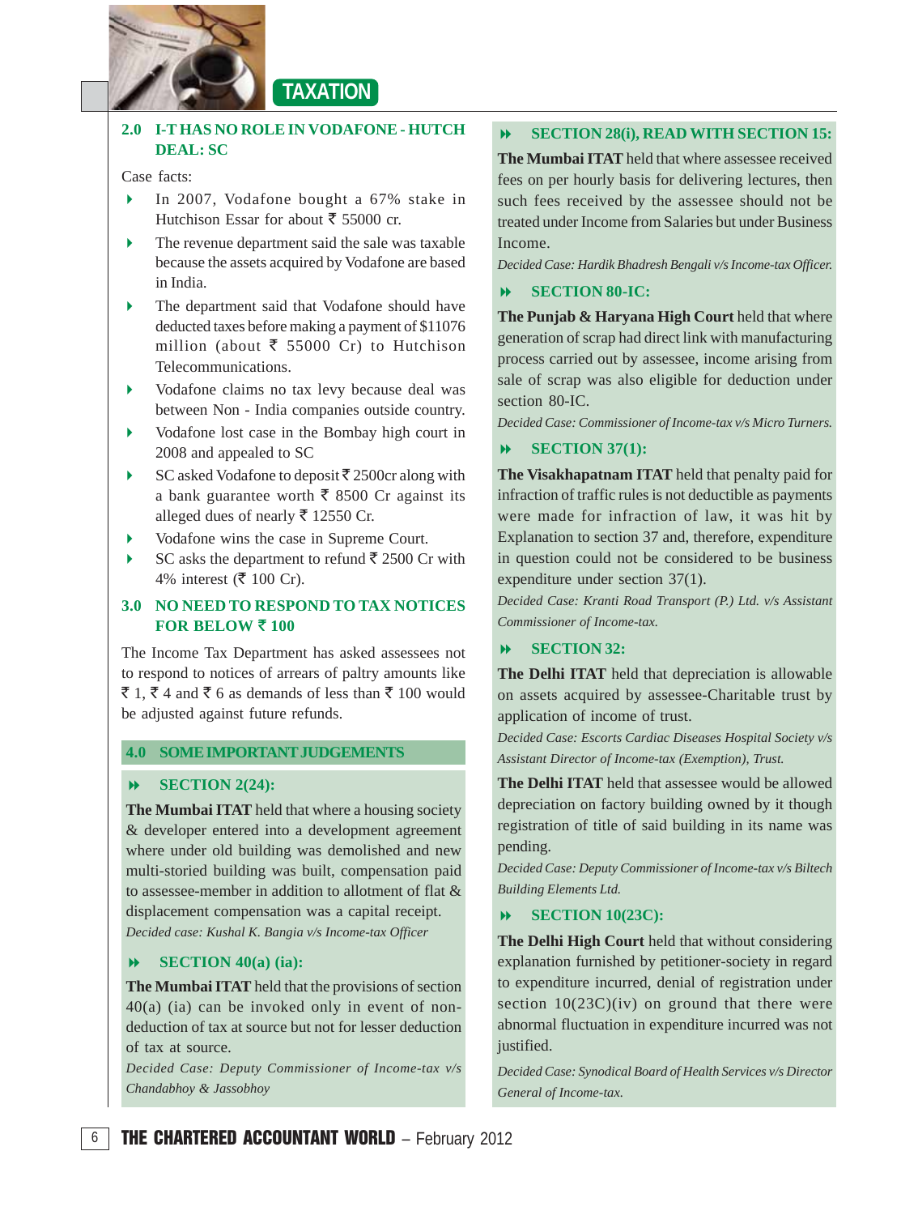## 2.0 I-T HAS NO ROLE IN VODAFONE - HUTCH DEAL: SC

Case facts:

- In 2007, Vodafone bought a 67% stake in Hutchison Essar for about ₹ 55000 cr.
- The revenue department said the sale was taxable because the assets acquired by Vodafone are based in India.
- The department said that Vodafone should have deducted taxes before making a payment of $11076 million (about ₹ 55000 Cr) to Hutchison Telecommunications.
- Vodafone claims no tax levy because deal was between Non - India companies outside country.
- Vodafone lost case in the Bombay high court in 2008 and appealed to SC
- SC asked Vodafone to deposit ₹ 2500cr along with a bank guarantee worth ₹ 8500 Cr against its alleged dues of nearly ₹ 12550 Cr.
- Vodafone wins the case in Supreme Court.
- SC asks the department to refund ₹ 2500 Cr with 4% interest (₹ 100 Cr).

## 3.0 NO NEED TO RESPOND TO TAX NOTICES FOR BELOW ₹ 100

The Income Tax Department has asked assessees not to respond to notices of arrears of paltry amounts like ₹ 1, ₹ 4 and ₹ 6 as demands of less than ₹ 100 would be adjusted against future refunds.

## 4.0 SOME IMPORTANT JUDGEMENTS

### SECTION 2(24):

**The Mumbai ITAT** held that where a housing society & developer entered into a development agreement where under old building was demolished and new multi-storied building was built, compensation paid to assessee-member in addition to allotment of flat & displacement compensation was a capital receipt.

*Decided case: Kushal K. Bangia v/s Income-tax Officer*

### SECTION 40(a) (ia):

**The Mumbai ITAT** held that the provisions of section 40(a) (ia) can be invoked only in event of non-deduction of tax at source but not for lesser deduction of tax at source.

*Decided Case: Deputy Commissioner of Income-tax v/s Chandabhoy & Jassobhoy*

### SECTION 28(i), READ WITH SECTION 15:

**The Mumbai ITAT** held that where assessee received fees on per hourly basis for delivering lectures, then such fees received by the assessee should not be treated under Income from Salaries but under Business Income.

*Decided Case: Hardik Bhadresh Bengali v/s Income-tax Officer.*

### SECTION 80-IC:

**The Punjab & Haryana High Court** held that where generation of scrap had direct link with manufacturing process carried out by assessee, income arising from sale of scrap was also eligible for deduction under section 80-IC.

*Decided Case: Commissioner of Income-tax v/s Micro Turners.*

### SECTION 37(1):

**The Visakhapatnam ITAT** held that penalty paid for infraction of traffic rules is not deductible as payments were made for infraction of law, it was hit by Explanation to section 37 and, therefore, expenditure in question could not be considered to be business expenditure under section 37(1).

*Decided Case: Kranti Road Transport (P.) Ltd. v/s Assistant Commissioner of Income-tax.*

### SECTION 32:

**The Delhi ITAT** held that depreciation is allowable on assets acquired by assessee-Charitable trust by application of income of trust.

*Decided Case: Escorts Cardiac Diseases Hospital Society v/s Assistant Director of Income-tax (Exemption), Trust.*

**The Delhi ITAT** held that assessee would be allowed depreciation on factory building owned by it though registration of title of said building in its name was pending.

*Decided Case: Deputy Commissioner of Income-tax v/s Biltech Building Elements Ltd.*

### SECTION 10(23C):

**The Delhi High Court** held that without considering explanation furnished by petitioner-society in regard to expenditure incurred, denial of registration under section 10(23C)(iv) on ground that there were abnormal fluctuation in expenditure incurred was not justified.

*Decided Case: Synodical Board of Health Services v/s Director General of Income-tax.*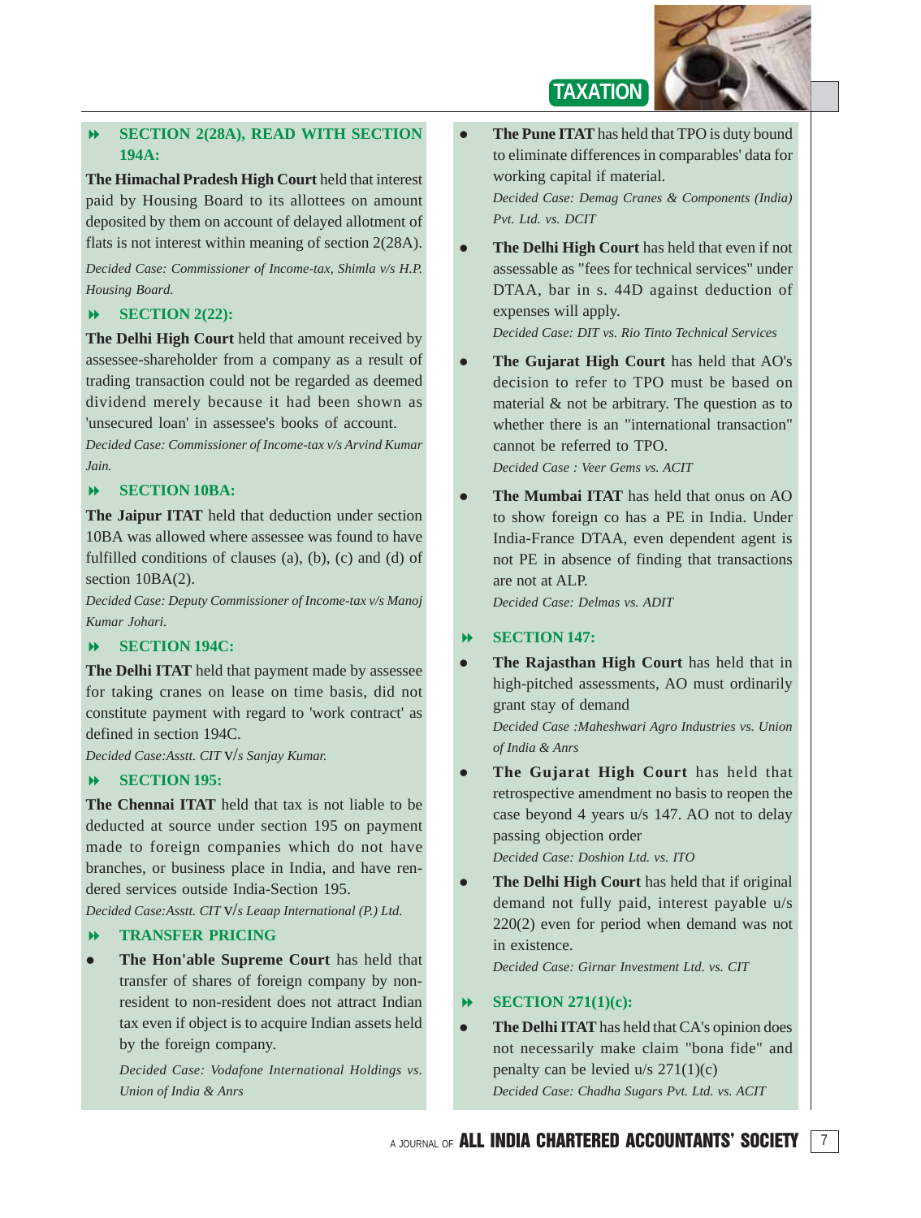## SECTION 2(28A), READ WITH SECTION 194A:

**The Himachal Pradesh High Court** held that interest paid by Housing Board to its allottees on amount deposited by them on account of delayed allotment of flats is not interest within meaning of section 2(28A).

*Decided Case: Commissioner of Income-tax, Shimla v/s H.P. Housing Board.*

## SECTION 2(22):

**The Delhi High Court** held that amount received by assessee-shareholder from a company as a result of trading transaction could not be regarded as deemed dividend merely because it had been shown as 'unsecured loan' in assessee's books of account.

*Decided Case: Commissioner of Income-tax v/s Arvind Kumar Jain.*

## SECTION 10BA:

**The Jaipur ITAT** held that deduction under section 10BA was allowed where assessee was found to have fulfilled conditions of clauses (a), (b), (c) and (d) of section 10BA(2).

*Decided Case: Deputy Commissioner of Income-tax v/s Manoj Kumar Johari.*

## SECTION 194C:

**The Delhi ITAT** held that payment made by assessee for taking cranes on lease on time basis, did not constitute payment with regard to 'work contract' as defined in section 194C.

*Decided Case:Asstt. CIT v/s Sanjay Kumar.*

## SECTION 195:

**The Chennai ITAT** held that tax is not liable to be deducted at source under section 195 on payment made to foreign companies which do not have branches, or business place in India, and have rendered services outside India-Section 195.

*Decided Case:Asstt. CIT v/s Leaap International (P.) Ltd.*

## TRANSFER PRICING

- **The Hon'able Supreme Court** has held that transfer of shares of foreign company by non-resident to non-resident does not attract Indian tax even if object is to acquire Indian assets held by the foreign company.

  *Decided Case: Vodafone International Holdings vs. Union of India & Anrs*

- **The Pune ITAT** has held that TPO is duty bound to eliminate differences in comparables' data for working capital if material.

  *Decided Case: Demag Cranes & Components (India) Pvt. Ltd. vs. DCIT*

- **The Delhi High Court** has held that even if not assessable as "fees for technical services" under DTAA, bar in s. 44D against deduction of expenses will apply.

  *Decided Case: DIT vs. Rio Tinto Technical Services*

- **The Gujarat High Court** has held that AO's decision to refer to TPO must be based on material & not be arbitrary. The question as to whether there is an "international transaction" cannot be referred to TPO.

  *Decided Case : Veer Gems vs. ACIT*

- **The Mumbai ITAT** has held that onus on AO to show foreign co has a PE in India. Under India-France DTAA, even dependent agent is not PE in absence of finding that transactions are not at ALP.

  *Decided Case: Delmas vs. ADIT*

## SECTION 147:

- **The Rajasthan High Court** has held that in high-pitched assessments, AO must ordinarily grant stay of demand

  *Decided Case :Maheshwari Agro Industries vs. Union of India & Anrs*

- **The Gujarat High Court** has held that retrospective amendment no basis to reopen the case beyond 4 years u/s 147. AO not to delay passing objection order

  *Decided Case: Doshion Ltd. vs. ITO*

- **The Delhi High Court** has held that if original demand not fully paid, interest payable u/s 220(2) even for period when demand was not in existence.

  *Decided Case: Girnar Investment Ltd. vs. CIT*

## SECTION 271(1)(c):

- **The Delhi ITAT** has held that CA's opinion does not necessarily make claim "bona fide" and penalty can be levied u/s 271(1)(c)

  *Decided Case: Chadha Sugars Pvt. Ltd. vs. ACIT*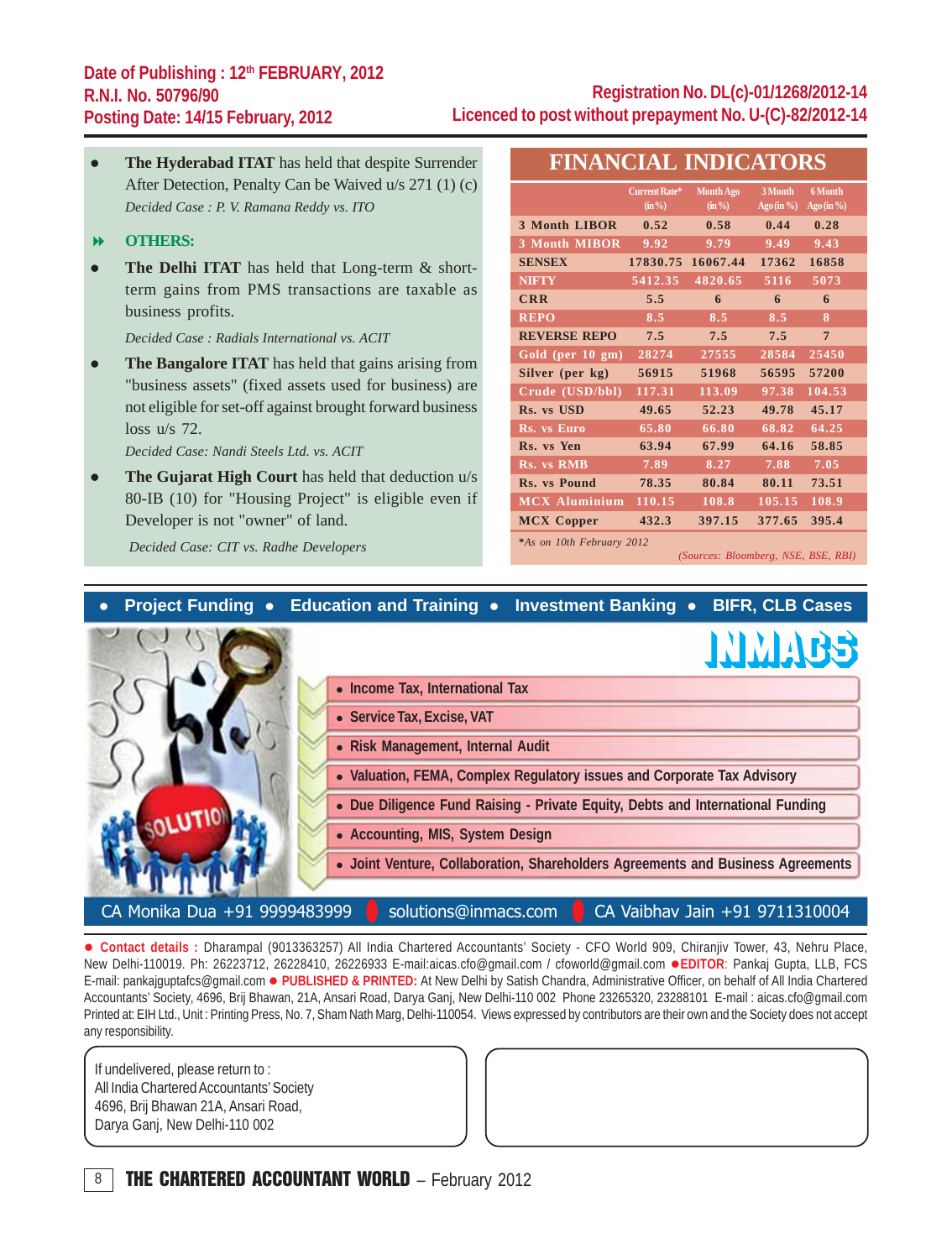Date of Publishing : 12th FEBRUARY, 2012
R.N.I. No. 50796/90
Posting Date: 14/15 February, 2012

Registration No. DL(c)-01/1268/2012-14
Licenced to post without prepayment No. U-(C)-82/2012-14

- **The Hyderabad ITAT** has held that despite Surrender After Detection, Penalty Can be Waived u/s 271 (1) (c)

  *Decided Case : P. V. Ramana Reddy vs. ITO*

**OTHERS:**

- **The Delhi ITAT** has held that Long-term & short-term gains from PMS transactions are taxable as business profits.

  *Decided Case : Radials International vs. ACIT*

- **The Bangalore ITAT** has held that gains arising from "business assets" (fixed assets used for business) are not eligible for set-off against brought forward business loss u/s 72.

  *Decided Case: Nandi Steels Ltd. vs. ACIT*

- **The Gujarat High Court** has held that deduction u/s 80-IB (10) for "Housing Project" is eligible even if Developer is not "owner" of land.

  *Decided Case: CIT vs. Radhe Developers*

## FINANCIAL INDICATORS

| | Current Rate* (in %) | Month Ago (in %) | 3 Month Ago (in %) | 6 Month Ago (in %) |
|---|---|---|---|---|
| 3 Month LIBOR | 0.52 | 0.58 | 0.44 | 0.28 |
| 3 Month MIBOR | 9.92 | 9.79 | 9.49 | 9.43 |
| SENSEX | 17830.75 | 16067.44 | 17362 | 16858 |
| NIFTY | 5412.35 | 4820.65 | 5116 | 5073 |
| CRR | 5.5 | 6 | 6 | 6 |
| REPO | 8.5 | 8.5 | 8.5 | 8 |
| REVERSE REPO | 7.5 | 7.5 | 7.5 | 7 |
| Gold (per 10 gm) | 28274 | 27555 | 28584 | 25450 |
| Silver (per kg) | 56915 | 51968 | 56595 | 57200 |
| Crude (USD/bbl) | 117.31 | 113.09 | 97.38 | 104.53 |
| Rs. vs USD | 49.65 | 52.23 | 49.78 | 45.17 |
| Rs. vs Euro | 65.80 | 66.80 | 68.82 | 64.25 |
| Rs. vs Yen | 63.94 | 67.99 | 64.16 | 58.85 |
| Rs. vs RMB | 7.89 | 8.27 | 7.88 | 7.05 |
| Rs. vs Pound | 78.35 | 80.84 | 80.11 | 73.51 |
| MCX Aluminium | 110.15 | 108.8 | 105.15 | 108.9 |
| MCX Copper | 432.3 | 397.15 | 377.65 | 395.4 |

*As on 10th February 2012

(Sources: Bloomberg, NSE, BSE, RBI)

- Project Funding • Education and Training • Investment Banking • BIFR, CLB Cases

INMACS

- Income Tax, International Tax
- Service Tax, Excise, VAT
- Risk Management, Internal Audit
- Valuation, FEMA, Complex Regulatory issues and Corporate Tax Advisory
- Due Diligence Fund Raising - Private Equity, Debts and International Funding
- Accounting, MIS, System Design
- Joint Venture, Collaboration, Shareholders Agreements and Business Agreements

CA Monika Dua +91 9999483999 | solutions@inmacs.com | CA Vaibhav Jain +91 9711310004

● **Contact details :** Dharampal (9013363257) All India Chartered Accountants' Society - CFO World 909, Chiranjiv Tower, 43, Nehru Place, New Delhi-110019. Ph: 26223712, 26228410, 26226933 E-mail:aicas.cfo@gmail.com / cfoworld@gmail.com ●**EDITOR**: Pankaj Gupta, LLB, FCS E-mail: pankajguptafcs@gmail.com ● **PUBLISHED & PRINTED:** At New Delhi by Satish Chandra, Administrative Officer, on behalf of All India Chartered Accountants' Society, 4696, Brij Bhawan, 21A, Ansari Road, Darya Ganj, New Delhi-110 002 Phone 23265320, 23288101 E-mail : aicas.cfo@gmail.com Printed at: EIH Ltd., Unit : Printing Press, No. 7, Sham Nath Marg, Delhi-110054. Views expressed by contributors are their own and the Society does not accept any responsibility.

If undelivered, please return to :
All India Chartered Accountants' Society
4696, Brij Bhawan 21A, Ansari Road,
Darya Ganj, New Delhi-110 002